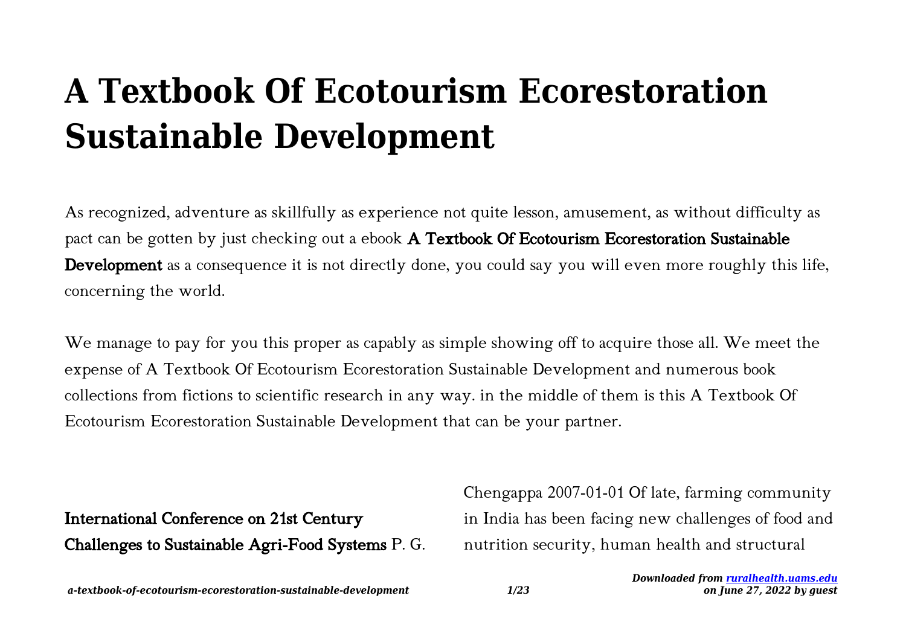# A Textbook Of Ecotourism Ecorestoration Sustainable Development

As recognized, adventure as skillfully as experience not quite lesson, amusement, as without difficulty as pact can be gotten by just checking out a ebook **A Textbook Of Ecotourism Ecorestoration Sustainable Development** as a consequence it is not directly done, you could say you will even more roughly this life, concerning the world.

We manage to pay for you this proper as capably as simple showing off to acquire those all. We meet the expense of A Textbook Of Ecotourism Ecorestoration Sustainable Development and numerous book collections from fictions to scientific research in any way. in the middle of them is this A Textbook Of Ecotourism Ecorestoration Sustainable Development that can be your partner.

**International Conference on 21st Century Challenges to Sustainable Agri-Food Systems** P. G. Chengappa 2007-01-01 Of late, farming community in India has been facing new challenges of food and nutrition security, human health and structural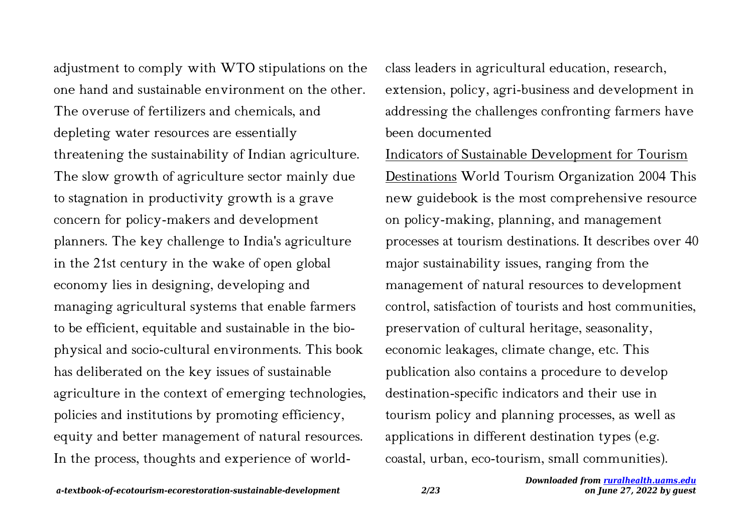adjustment to comply with WTO stipulations on the one hand and sustainable environment on the other. The overuse of fertilizers and chemicals, and depleting water resources are essentially threatening the sustainability of Indian agriculture. The slow growth of agriculture sector mainly due to stagnation in productivity growth is a grave concern for policy-makers and development planners. The key challenge to India's agriculture in the 21st century in the wake of open global economy lies in designing, developing and managing agricultural systems that enable farmers to be efficient, equitable and sustainable in the bio-physical and socio-cultural environments. This book has deliberated on the key issues of sustainable agriculture in the context of emerging technologies, policies and institutions by promoting efficiency, equity and better management of natural resources. In the process, thoughts and experience of world-class leaders in agricultural education, research, extension, policy, agri-business and development in addressing the challenges confronting farmers have been documented

Indicators of Sustainable Development for Tourism Destinations World Tourism Organization 2004 This new guidebook is the most comprehensive resource on policy-making, planning, and management processes at tourism destinations. It describes over 40 major sustainability issues, ranging from the management of natural resources to development control, satisfaction of tourists and host communities, preservation of cultural heritage, seasonality, economic leakages, climate change, etc. This publication also contains a procedure to develop destination-specific indicators and their use in tourism policy and planning processes, as well as applications in different destination types (e.g. coastal, urban, eco-tourism, small communities).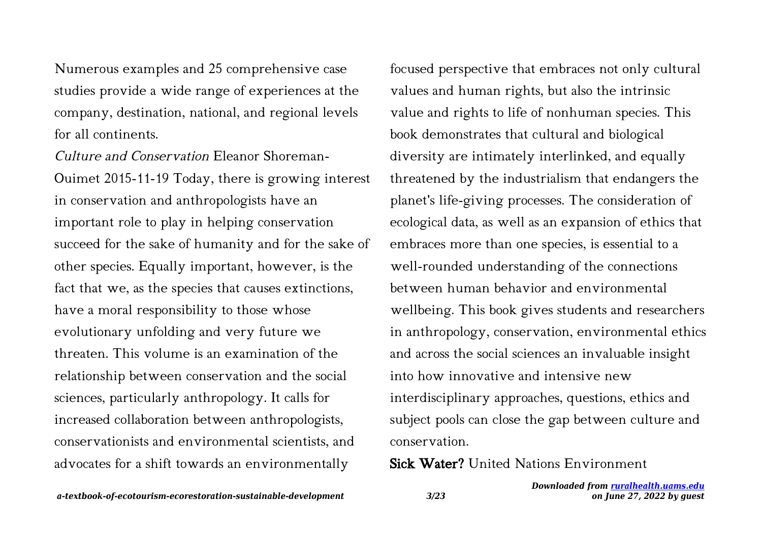Numerous examples and 25 comprehensive case studies provide a wide range of experiences at the company, destination, national, and regional levels for all continents.

*Culture and Conservation* Eleanor Shoreman-Ouimet 2015-11-19 Today, there is growing interest in conservation and anthropologists have an important role to play in helping conservation succeed for the sake of humanity and for the sake of other species. Equally important, however, is the fact that we, as the species that causes extinctions, have a moral responsibility to those whose evolutionary unfolding and very future we threaten. This volume is an examination of the relationship between conservation and the social sciences, particularly anthropology. It calls for increased collaboration between anthropologists, conservationists and environmental scientists, and advocates for a shift towards an environmentally focused perspective that embraces not only cultural values and human rights, but also the intrinsic value and rights to life of nonhuman species. This book demonstrates that cultural and biological diversity are intimately interlinked, and equally threatened by the industrialism that endangers the planet's life-giving processes. The consideration of ecological data, as well as an expansion of ethics that embraces more than one species, is essential to a well-rounded understanding of the connections between human behavior and environmental wellbeing. This book gives students and researchers in anthropology, conservation, environmental ethics and across the social sciences an invaluable insight into how innovative and intensive new interdisciplinary approaches, questions, ethics and subject pools can close the gap between culture and conservation.

**Sick Water?** United Nations Environment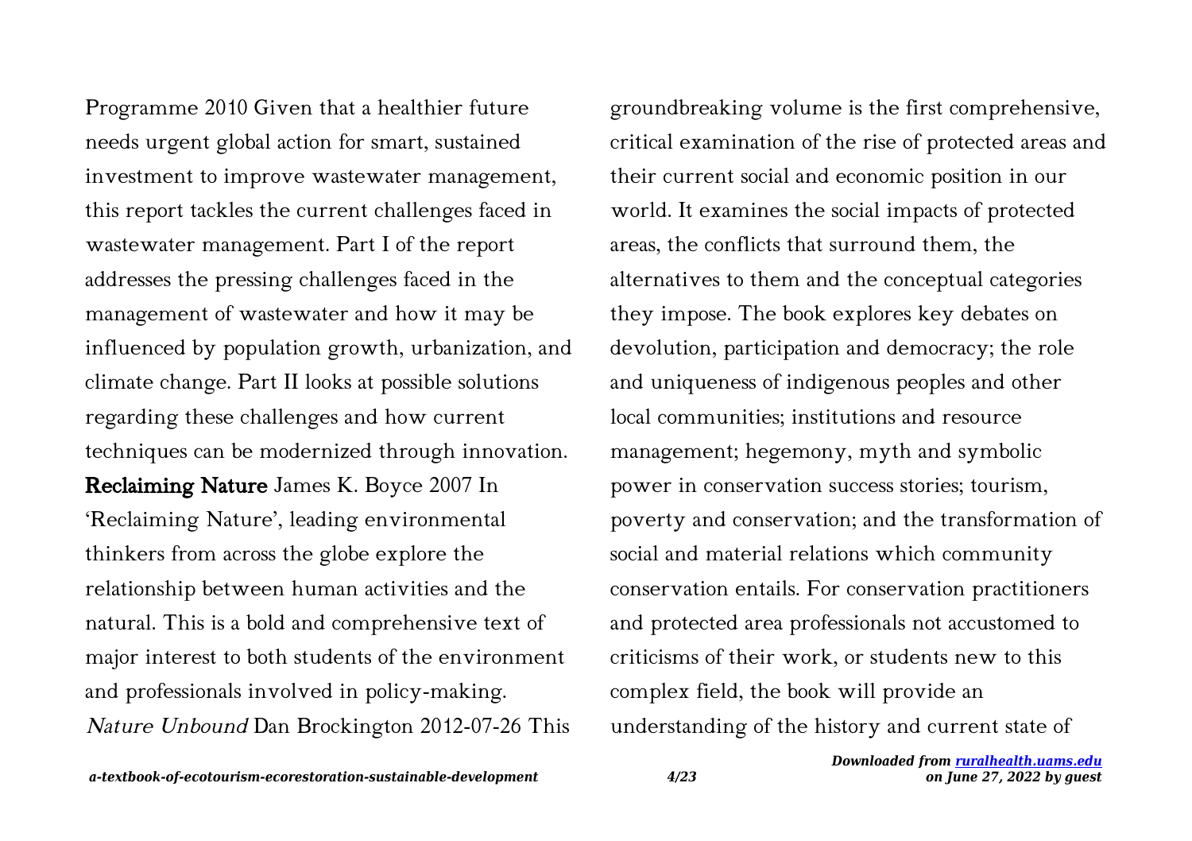Programme 2010 Given that a healthier future needs urgent global action for smart, sustained investment to improve wastewater management, this report tackles the current challenges faced in wastewater management. Part I of the report addresses the pressing challenges faced in the management of wastewater and how it may be influenced by population growth, urbanization, and climate change. Part II looks at possible solutions regarding these challenges and how current techniques can be modernized through innovation.

**Reclaiming Nature** James K. Boyce 2007 In 'Reclaiming Nature', leading environmental thinkers from across the globe explore the relationship between human activities and the natural. This is a bold and comprehensive text of major interest to both students of the environment and professionals involved in policy-making.

*Nature Unbound* Dan Brockington 2012-07-26 This groundbreaking volume is the first comprehensive, critical examination of the rise of protected areas and their current social and economic position in our world. It examines the social impacts of protected areas, the conflicts that surround them, the alternatives to them and the conceptual categories they impose. The book explores key debates on devolution, participation and democracy; the role and uniqueness of indigenous peoples and other local communities; institutions and resource management; hegemony, myth and symbolic power in conservation success stories; tourism, poverty and conservation; and the transformation of social and material relations which community conservation entails. For conservation practitioners and protected area professionals not accustomed to criticisms of their work, or students new to this complex field, the book will provide an understanding of the history and current state of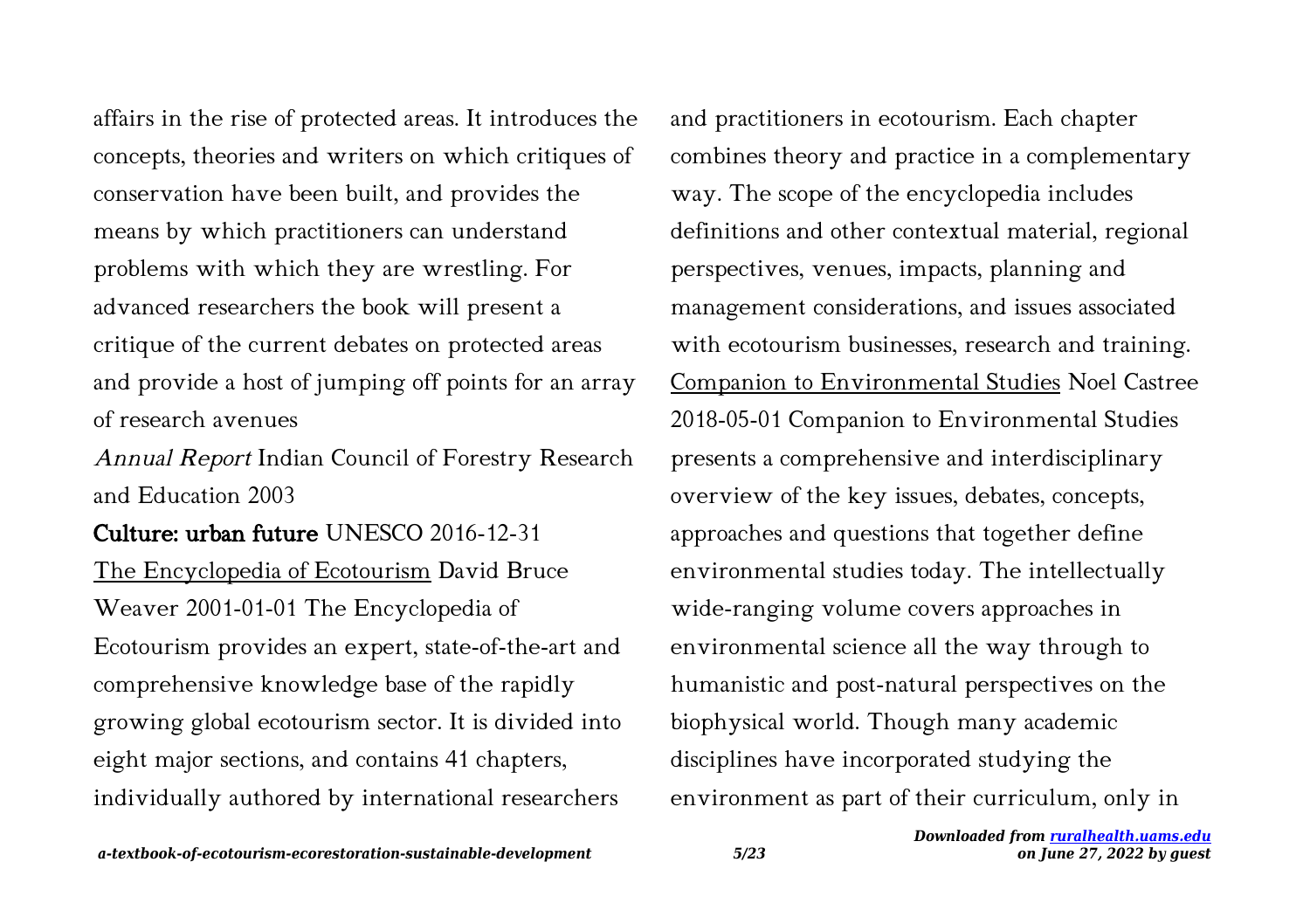affairs in the rise of protected areas. It introduces the concepts, theories and writers on which critiques of conservation have been built, and provides the means by which practitioners can understand problems with which they are wrestling. For advanced researchers the book will present a critique of the current debates on protected areas and provide a host of jumping off points for an array of research avenues

*Annual Report* Indian Council of Forestry Research and Education 2003

**Culture: urban future** UNESCO 2016-12-31

The Encyclopedia of Ecotourism David Bruce Weaver 2001-01-01 The Encyclopedia of Ecotourism provides an expert, state-of-the-art and comprehensive knowledge base of the rapidly growing global ecotourism sector. It is divided into eight major sections, and contains 41 chapters, individually authored by international researchers and practitioners in ecotourism. Each chapter combines theory and practice in a complementary way. The scope of the encyclopedia includes definitions and other contextual material, regional perspectives, venues, impacts, planning and management considerations, and issues associated with ecotourism businesses, research and training.

Companion to Environmental Studies Noel Castree 2018-05-01 Companion to Environmental Studies presents a comprehensive and interdisciplinary overview of the key issues, debates, concepts, approaches and questions that together define environmental studies today. The intellectually wide-ranging volume covers approaches in environmental science all the way through to humanistic and post-natural perspectives on the biophysical world. Though many academic disciplines have incorporated studying the environment as part of their curriculum, only in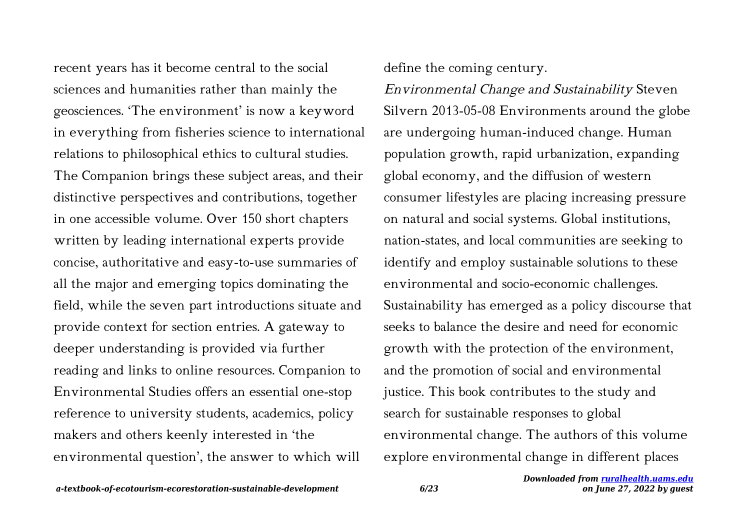recent years has it become central to the social sciences and humanities rather than mainly the geosciences. 'The environment' is now a keyword in everything from fisheries science to international relations to philosophical ethics to cultural studies. The Companion brings these subject areas, and their distinctive perspectives and contributions, together in one accessible volume. Over 150 short chapters written by leading international experts provide concise, authoritative and easy-to-use summaries of all the major and emerging topics dominating the field, while the seven part introductions situate and provide context for section entries. A gateway to deeper understanding is provided via further reading and links to online resources. Companion to Environmental Studies offers an essential one-stop reference to university students, academics, policy makers and others keenly interested in 'the environmental question', the answer to which will define the coming century.

*Environmental Change and Sustainability* Steven Silvern 2013-05-08 Environments around the globe are undergoing human-induced change. Human population growth, rapid urbanization, expanding global economy, and the diffusion of western consumer lifestyles are placing increasing pressure on natural and social systems. Global institutions, nation-states, and local communities are seeking to identify and employ sustainable solutions to these environmental and socio-economic challenges. Sustainability has emerged as a policy discourse that seeks to balance the desire and need for economic growth with the protection of the environment, and the promotion of social and environmental justice. This book contributes to the study and search for sustainable responses to global environmental change. The authors of this volume explore environmental change in different places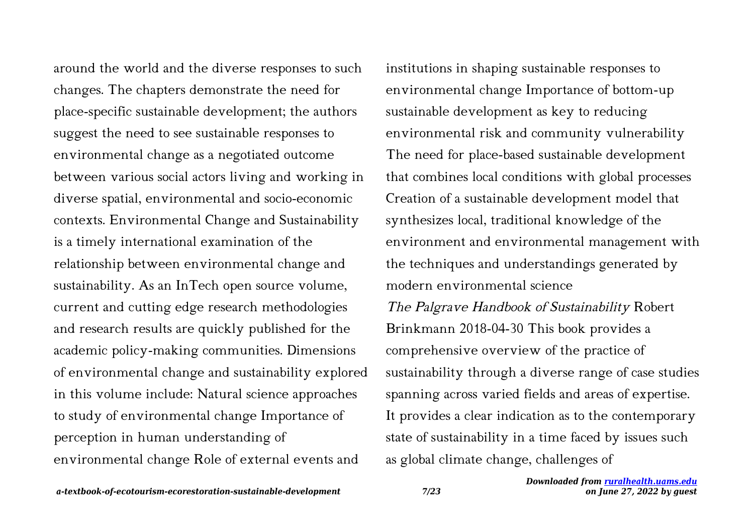around the world and the diverse responses to such changes. The chapters demonstrate the need for place-specific sustainable development; the authors suggest the need to see sustainable responses to environmental change as a negotiated outcome between various social actors living and working in diverse spatial, environmental and socio-economic contexts. Environmental Change and Sustainability is a timely international examination of the relationship between environmental change and sustainability. As an InTech open source volume, current and cutting edge research methodologies and research results are quickly published for the academic policy-making communities. Dimensions of environmental change and sustainability explored in this volume include: Natural science approaches to study of environmental change Importance of perception in human understanding of environmental change Role of external events and institutions in shaping sustainable responses to environmental change Importance of bottom-up sustainable development as key to reducing environmental risk and community vulnerability The need for place-based sustainable development that combines local conditions with global processes Creation of a sustainable development model that synthesizes local, traditional knowledge of the environment and environmental management with the techniques and understandings generated by modern environmental science

*The Palgrave Handbook of Sustainability* Robert Brinkmann 2018-04-30 This book provides a comprehensive overview of the practice of sustainability through a diverse range of case studies spanning across varied fields and areas of expertise. It provides a clear indication as to the contemporary state of sustainability in a time faced by issues such as global climate change, challenges of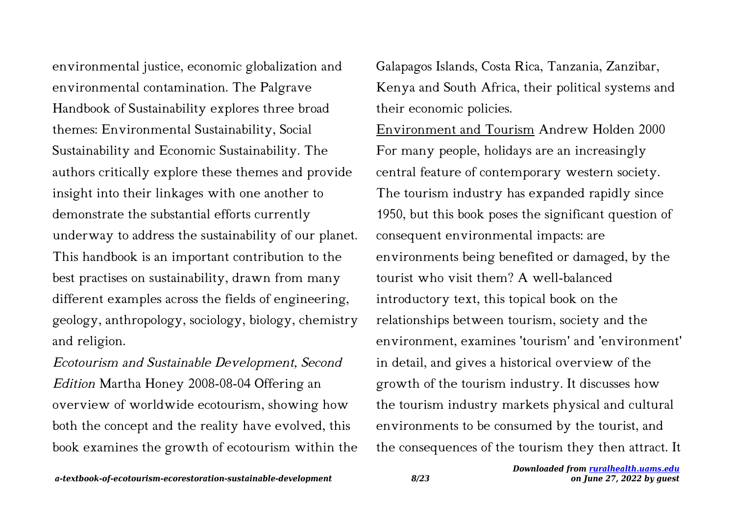environmental justice, economic globalization and environmental contamination. The Palgrave Handbook of Sustainability explores three broad themes: Environmental Sustainability, Social Sustainability and Economic Sustainability. The authors critically explore these themes and provide insight into their linkages with one another to demonstrate the substantial efforts currently underway to address the sustainability of our planet. This handbook is an important contribution to the best practises on sustainability, drawn from many different examples across the fields of engineering, geology, anthropology, sociology, biology, chemistry and religion.

*Ecotourism and Sustainable Development, Second Edition* Martha Honey 2008-08-04 Offering an overview of worldwide ecotourism, showing how both the concept and the reality have evolved, this book examines the growth of ecotourism within the Galapagos Islands, Costa Rica, Tanzania, Zanzibar, Kenya and South Africa, their political systems and their economic policies.

Environment and Tourism Andrew Holden 2000 For many people, holidays are an increasingly central feature of contemporary western society. The tourism industry has expanded rapidly since 1950, but this book poses the significant question of consequent environmental impacts: are environments being benefited or damaged, by the tourist who visit them? A well-balanced introductory text, this topical book on the relationships between tourism, society and the environment, examines 'tourism' and 'environment' in detail, and gives a historical overview of the growth of the tourism industry. It discusses how the tourism industry markets physical and cultural environments to be consumed by the tourist, and the consequences of the tourism they then attract. It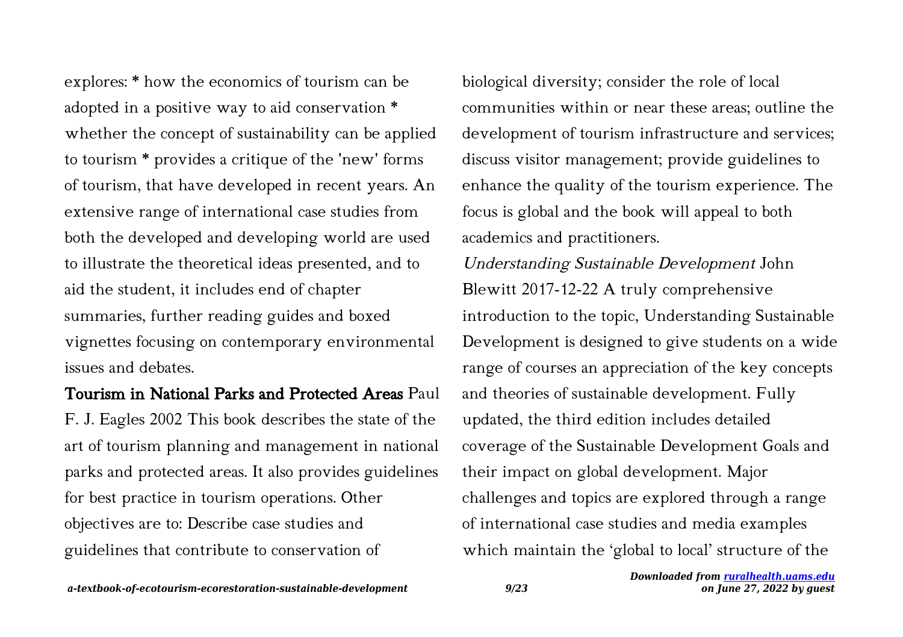explores: * how the economics of tourism can be adopted in a positive way to aid conservation * whether the concept of sustainability can be applied to tourism * provides a critique of the 'new' forms of tourism, that have developed in recent years. An extensive range of international case studies from both the developed and developing world are used to illustrate the theoretical ideas presented, and to aid the student, it includes end of chapter summaries, further reading guides and boxed vignettes focusing on contemporary environmental issues and debates.

**Tourism in National Parks and Protected Areas** Paul F. J. Eagles 2002 This book describes the state of the art of tourism planning and management in national parks and protected areas. It also provides guidelines for best practice in tourism operations. Other objectives are to: Describe case studies and guidelines that contribute to conservation of biological diversity; consider the role of local communities within or near these areas; outline the development of tourism infrastructure and services; discuss visitor management; provide guidelines to enhance the quality of the tourism experience. The focus is global and the book will appeal to both academics and practitioners.

*Understanding Sustainable Development* John Blewitt 2017-12-22 A truly comprehensive introduction to the topic, Understanding Sustainable Development is designed to give students on a wide range of courses an appreciation of the key concepts and theories of sustainable development. Fully updated, the third edition includes detailed coverage of the Sustainable Development Goals and their impact on global development. Major challenges and topics are explored through a range of international case studies and media examples which maintain the 'global to local' structure of the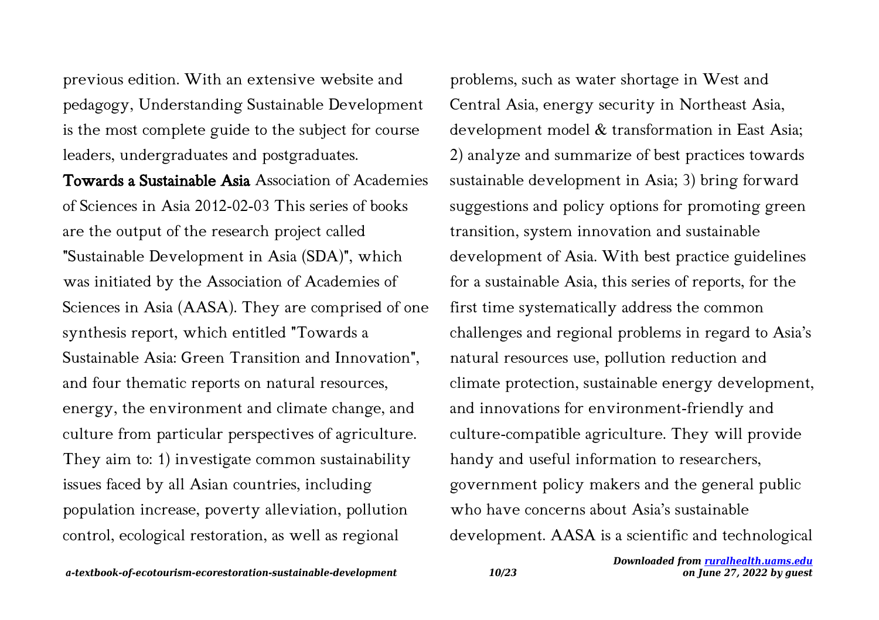previous edition. With an extensive website and pedagogy, Understanding Sustainable Development is the most complete guide to the subject for course leaders, undergraduates and postgraduates.

**Towards a Sustainable Asia** Association of Academies of Sciences in Asia 2012-02-03 This series of books are the output of the research project called "Sustainable Development in Asia (SDA)", which was initiated by the Association of Academies of Sciences in Asia (AASA). They are comprised of one synthesis report, which entitled "Towards a Sustainable Asia: Green Transition and Innovation", and four thematic reports on natural resources, energy, the environment and climate change, and culture from particular perspectives of agriculture. They aim to: 1) investigate common sustainability issues faced by all Asian countries, including population increase, poverty alleviation, pollution control, ecological restoration, as well as regional problems, such as water shortage in West and Central Asia, energy security in Northeast Asia, development model & transformation in East Asia; 2) analyze and summarize of best practices towards sustainable development in Asia; 3) bring forward suggestions and policy options for promoting green transition, system innovation and sustainable development of Asia. With best practice guidelines for a sustainable Asia, this series of reports, for the first time systematically address the common challenges and regional problems in regard to Asia's natural resources use, pollution reduction and climate protection, sustainable energy development, and innovations for environment-friendly and culture-compatible agriculture. They will provide handy and useful information to researchers, government policy makers and the general public who have concerns about Asia's sustainable development. AASA is a scientific and technological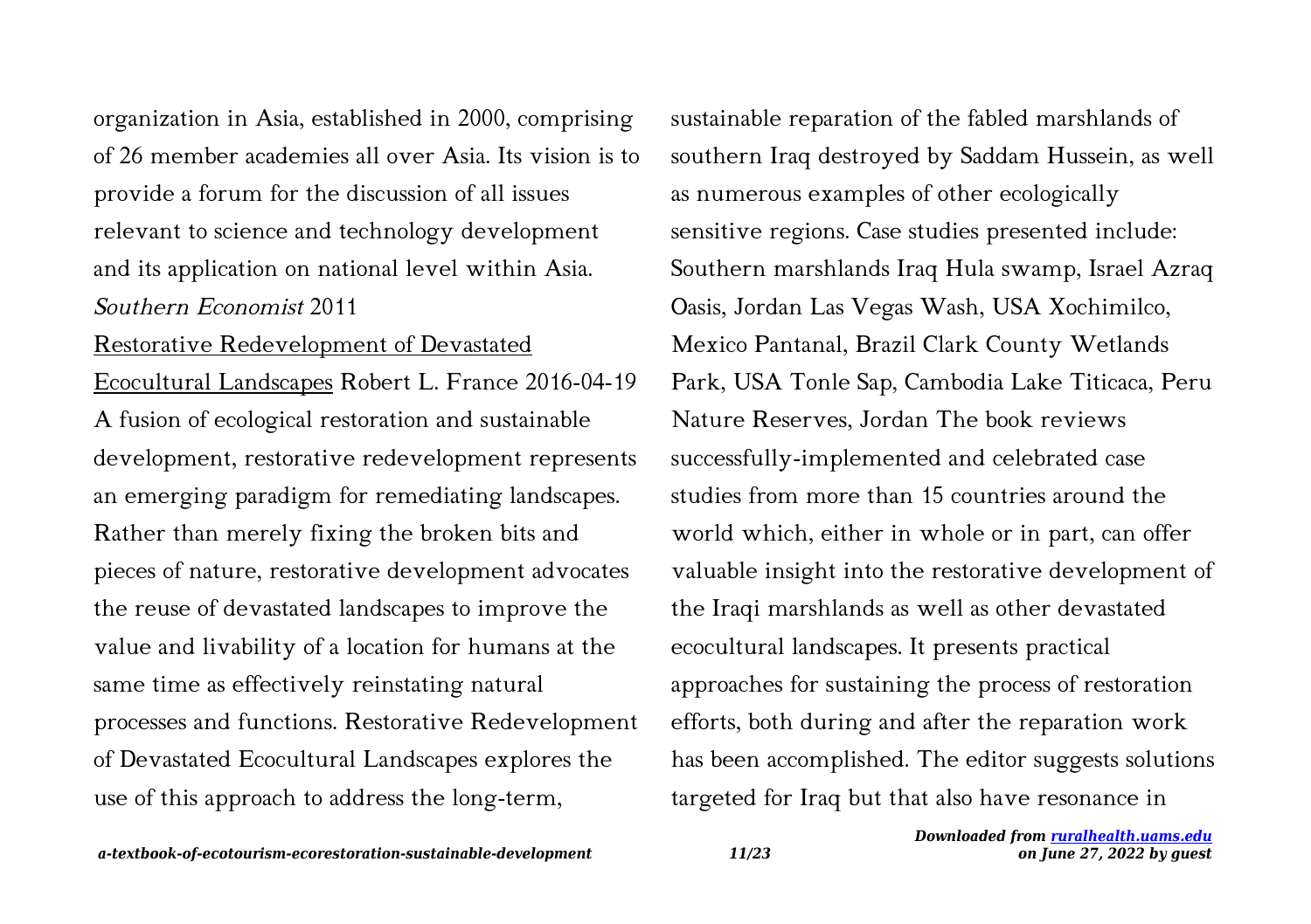organization in Asia, established in 2000, comprising of 26 member academies all over Asia. Its vision is to provide a forum for the discussion of all issues relevant to science and technology development and its application on national level within Asia.

*Southern Economist* 2011

Restorative Redevelopment of Devastated Ecocultural Landscapes Robert L. France 2016-04-19 A fusion of ecological restoration and sustainable development, restorative redevelopment represents an emerging paradigm for remediating landscapes. Rather than merely fixing the broken bits and pieces of nature, restorative development advocates the reuse of devastated landscapes to improve the value and livability of a location for humans at the same time as effectively reinstating natural processes and functions. Restorative Redevelopment of Devastated Ecocultural Landscapes explores the use of this approach to address the long-term, sustainable reparation of the fabled marshlands of southern Iraq destroyed by Saddam Hussein, as well as numerous examples of other ecologically sensitive regions. Case studies presented include: Southern marshlands Iraq Hula swamp, Israel Azraq Oasis, Jordan Las Vegas Wash, USA Xochimilco, Mexico Pantanal, Brazil Clark County Wetlands Park, USA Tonle Sap, Cambodia Lake Titicaca, Peru Nature Reserves, Jordan The book reviews successfully-implemented and celebrated case studies from more than 15 countries around the world which, either in whole or in part, can offer valuable insight into the restorative development of the Iraqi marshlands as well as other devastated ecocultural landscapes. It presents practical approaches for sustaining the process of restoration efforts, both during and after the reparation work has been accomplished. The editor suggests solutions targeted for Iraq but that also have resonance in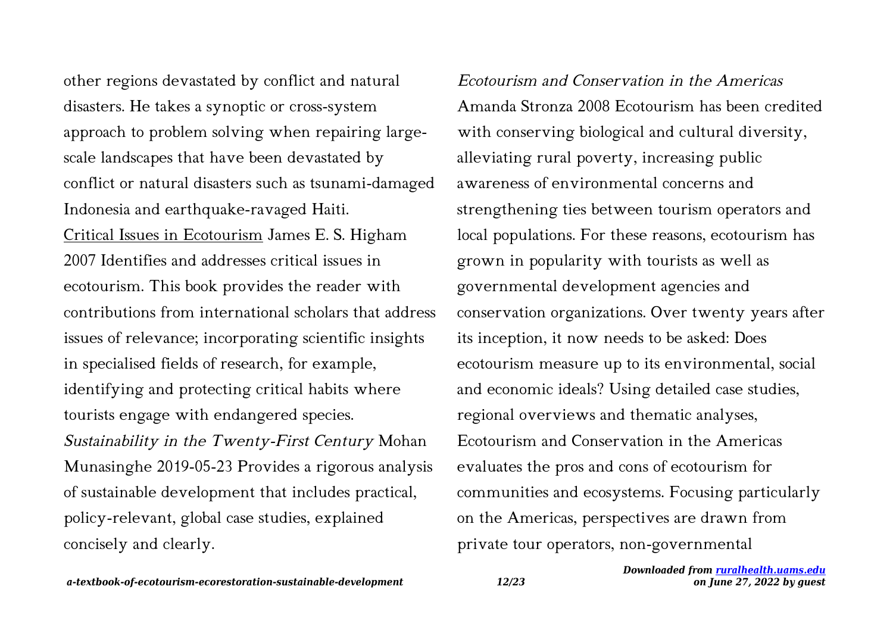other regions devastated by conflict and natural disasters. He takes a synoptic or cross-system approach to problem solving when repairing large-scale landscapes that have been devastated by conflict or natural disasters such as tsunami-damaged Indonesia and earthquake-ravaged Haiti.

Critical Issues in Ecotourism James E. S. Higham 2007 Identifies and addresses critical issues in ecotourism. This book provides the reader with contributions from international scholars that address issues of relevance; incorporating scientific insights in specialised fields of research, for example, identifying and protecting critical habits where tourists engage with endangered species.

*Sustainability in the Twenty-First Century* Mohan Munasinghe 2019-05-23 Provides a rigorous analysis of sustainable development that includes practical, policy-relevant, global case studies, explained concisely and clearly.

*Ecotourism and Conservation in the Americas* Amanda Stronza 2008 Ecotourism has been credited with conserving biological and cultural diversity, alleviating rural poverty, increasing public awareness of environmental concerns and strengthening ties between tourism operators and local populations. For these reasons, ecotourism has grown in popularity with tourists as well as governmental development agencies and conservation organizations. Over twenty years after its inception, it now needs to be asked: Does ecotourism measure up to its environmental, social and economic ideals? Using detailed case studies, regional overviews and thematic analyses, Ecotourism and Conservation in the Americas evaluates the pros and cons of ecotourism for communities and ecosystems. Focusing particularly on the Americas, perspectives are drawn from private tour operators, non-governmental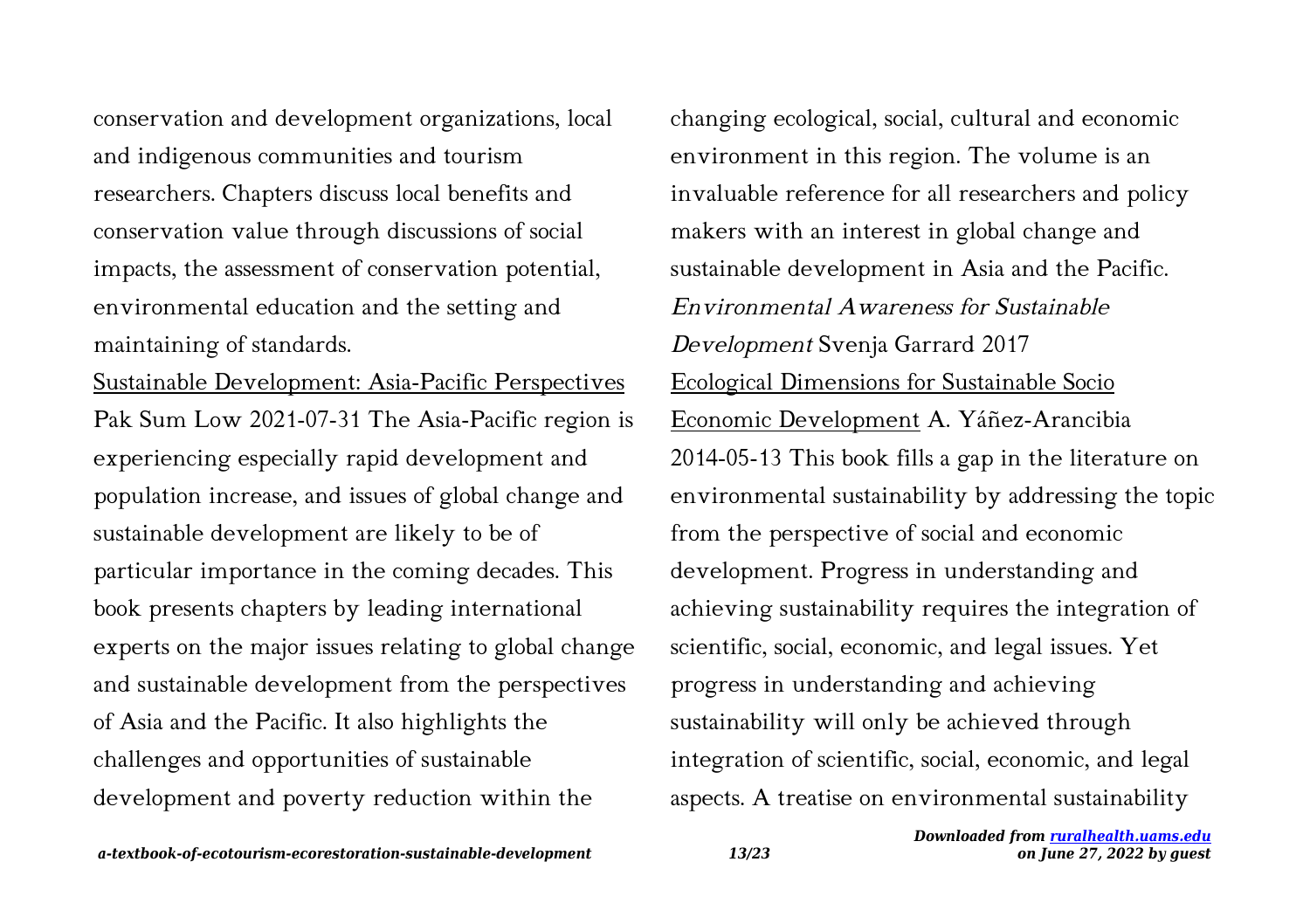conservation and development organizations, local and indigenous communities and tourism researchers. Chapters discuss local benefits and conservation value through discussions of social impacts, the assessment of conservation potential, environmental education and the setting and maintaining of standards.

Sustainable Development: Asia-Pacific Perspectives Pak Sum Low 2021-07-31 The Asia-Pacific region is experiencing especially rapid development and population increase, and issues of global change and sustainable development are likely to be of particular importance in the coming decades. This book presents chapters by leading international experts on the major issues relating to global change and sustainable development from the perspectives of Asia and the Pacific. It also highlights the challenges and opportunities of sustainable development and poverty reduction within the changing ecological, social, cultural and economic environment in this region. The volume is an invaluable reference for all researchers and policy makers with an interest in global change and sustainable development in Asia and the Pacific.

*Environmental Awareness for Sustainable Development* Svenja Garrard 2017

Ecological Dimensions for Sustainable Socio Economic Development A. Yáñez-Arancibia 2014-05-13 This book fills a gap in the literature on environmental sustainability by addressing the topic from the perspective of social and economic development. Progress in understanding and achieving sustainability requires the integration of scientific, social, economic, and legal issues. Yet progress in understanding and achieving sustainability will only be achieved through integration of scientific, social, economic, and legal aspects. A treatise on environmental sustainability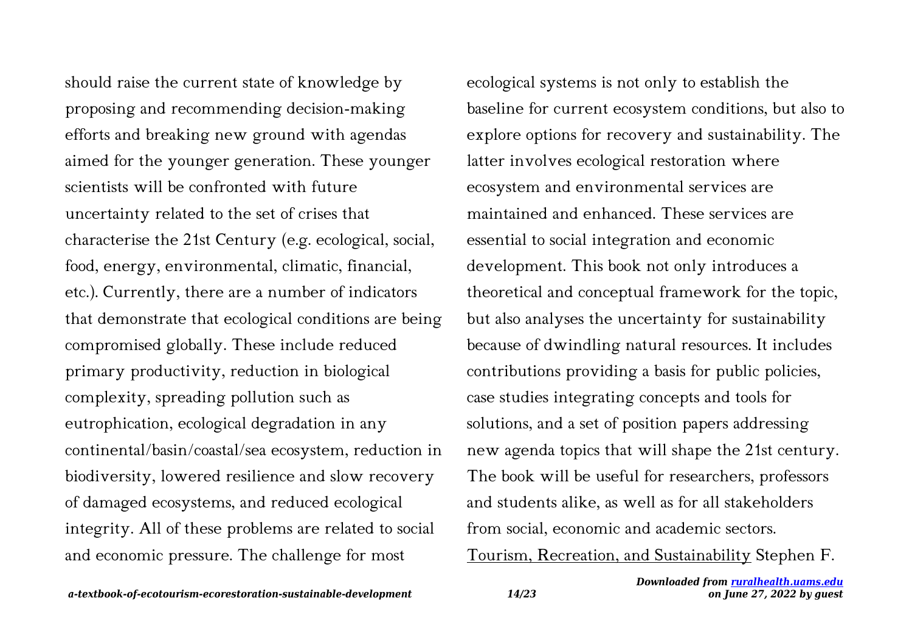should raise the current state of knowledge by proposing and recommending decision-making efforts and breaking new ground with agendas aimed for the younger generation. These younger scientists will be confronted with future uncertainty related to the set of crises that characterise the 21st Century (e.g. ecological, social, food, energy, environmental, climatic, financial, etc.). Currently, there are a number of indicators that demonstrate that ecological conditions are being compromised globally. These include reduced primary productivity, reduction in biological complexity, spreading pollution such as eutrophication, ecological degradation in any continental/basin/coastal/sea ecosystem, reduction in biodiversity, lowered resilience and slow recovery of damaged ecosystems, and reduced ecological integrity. All of these problems are related to social and economic pressure. The challenge for most ecological systems is not only to establish the baseline for current ecosystem conditions, but also to explore options for recovery and sustainability. The latter involves ecological restoration where ecosystem and environmental services are maintained and enhanced. These services are essential to social integration and economic development. This book not only introduces a theoretical and conceptual framework for the topic, but also analyses the uncertainty for sustainability because of dwindling natural resources. It includes contributions providing a basis for public policies, case studies integrating concepts and tools for solutions, and a set of position papers addressing new agenda topics that will shape the 21st century. The book will be useful for researchers, professors and students alike, as well as for all stakeholders from social, economic and academic sectors.

Tourism, Recreation, and Sustainability Stephen F.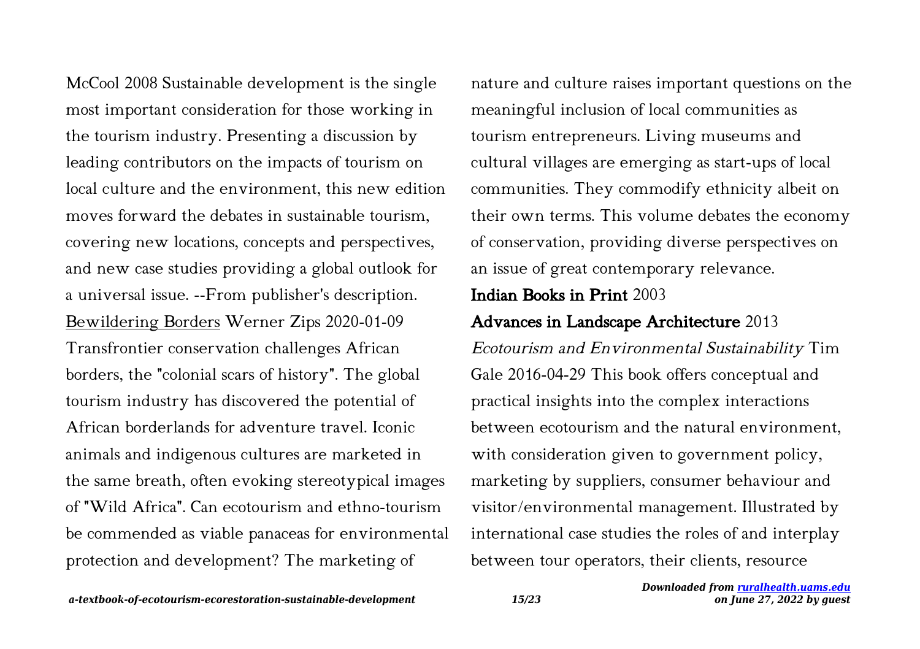McCool 2008 Sustainable development is the single most important consideration for those working in the tourism industry. Presenting a discussion by leading contributors on the impacts of tourism on local culture and the environment, this new edition moves forward the debates in sustainable tourism, covering new locations, concepts and perspectives, and new case studies providing a global outlook for a universal issue. --From publisher's description.

Bewildering Borders Werner Zips 2020-01-09 Transfrontier conservation challenges African borders, the "colonial scars of history". The global tourism industry has discovered the potential of African borderlands for adventure travel. Iconic animals and indigenous cultures are marketed in the same breath, often evoking stereotypical images of "Wild Africa". Can ecotourism and ethno-tourism be commended as viable panaceas for environmental protection and development? The marketing of nature and culture raises important questions on the meaningful inclusion of local communities as tourism entrepreneurs. Living museums and cultural villages are emerging as start-ups of local communities. They commodify ethnicity albeit on their own terms. This volume debates the economy of conservation, providing diverse perspectives on an issue of great contemporary relevance.

**Indian Books in Print** 2003

**Advances in Landscape Architecture** 2013

*Ecotourism and Environmental Sustainability* Tim Gale 2016-04-29 This book offers conceptual and practical insights into the complex interactions between ecotourism and the natural environment, with consideration given to government policy, marketing by suppliers, consumer behaviour and visitor/environmental management. Illustrated by international case studies the roles of and interplay between tour operators, their clients, resource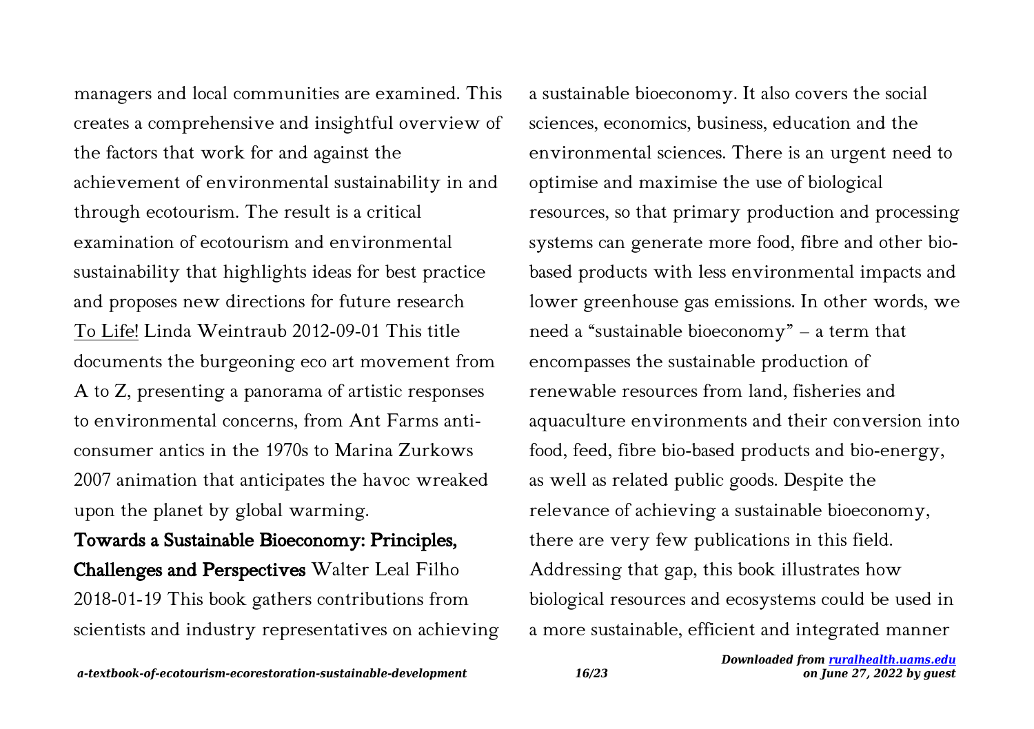managers and local communities are examined. This creates a comprehensive and insightful overview of the factors that work for and against the achievement of environmental sustainability in and through ecotourism. The result is a critical examination of ecotourism and environmental sustainability that highlights ideas for best practice and proposes new directions for future research

To Life! Linda Weintraub 2012-09-01 This title documents the burgeoning eco art movement from A to Z, presenting a panorama of artistic responses to environmental concerns, from Ant Farms anti-consumer antics in the 1970s to Marina Zurkows 2007 animation that anticipates the havoc wreaked upon the planet by global warming.

**Towards a Sustainable Bioeconomy: Principles, Challenges and Perspectives** Walter Leal Filho 2018-01-19 This book gathers contributions from scientists and industry representatives on achieving a sustainable bioeconomy. It also covers the social sciences, economics, business, education and the environmental sciences. There is an urgent need to optimise and maximise the use of biological resources, so that primary production and processing systems can generate more food, fibre and other bio-based products with less environmental impacts and lower greenhouse gas emissions. In other words, we need a "sustainable bioeconomy" – a term that encompasses the sustainable production of renewable resources from land, fisheries and aquaculture environments and their conversion into food, feed, fibre bio-based products and bio-energy, as well as related public goods. Despite the relevance of achieving a sustainable bioeconomy, there are very few publications in this field. Addressing that gap, this book illustrates how biological resources and ecosystems could be used in a more sustainable, efficient and integrated manner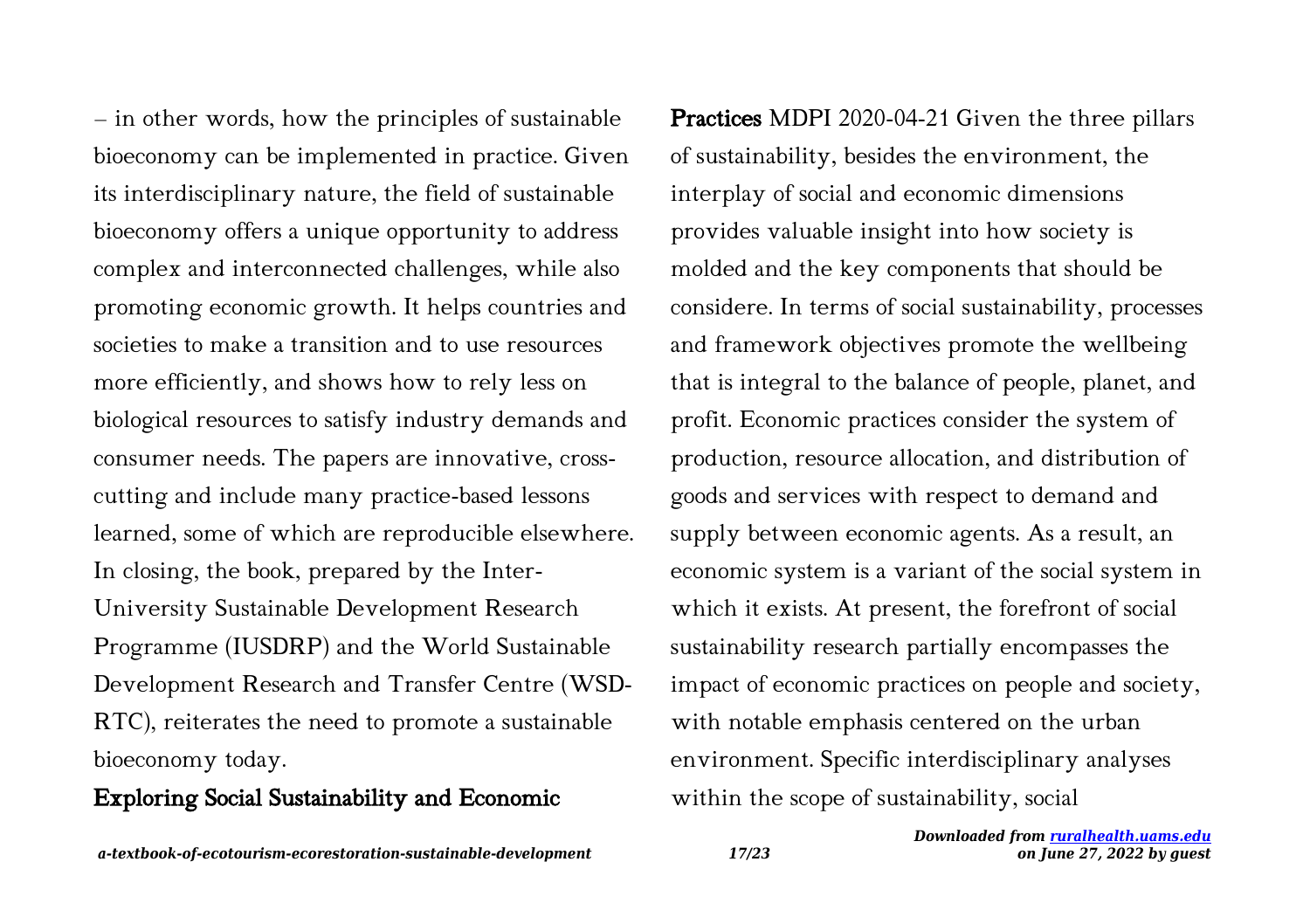– in other words, how the principles of sustainable bioeconomy can be implemented in practice. Given its interdisciplinary nature, the field of sustainable bioeconomy offers a unique opportunity to address complex and interconnected challenges, while also promoting economic growth. It helps countries and societies to make a transition and to use resources more efficiently, and shows how to rely less on biological resources to satisfy industry demands and consumer needs. The papers are innovative, cross-cutting and include many practice-based lessons learned, some of which are reproducible elsewhere. In closing, the book, prepared by the Inter-University Sustainable Development Research Programme (IUSDRP) and the World Sustainable Development Research and Transfer Centre (WSD-RTC), reiterates the need to promote a sustainable bioeconomy today.

## Exploring Social Sustainability and Economic Practices

MDPI 2020-04-21 Given the three pillars of sustainability, besides the environment, the interplay of social and economic dimensions provides valuable insight into how society is molded and the key components that should be considere. In terms of social sustainability, processes and framework objectives promote the wellbeing that is integral to the balance of people, planet, and profit. Economic practices consider the system of production, resource allocation, and distribution of goods and services with respect to demand and supply between economic agents. As a result, an economic system is a variant of the social system in which it exists. At present, the forefront of social sustainability research partially encompasses the impact of economic practices on people and society, with notable emphasis centered on the urban environment. Specific interdisciplinary analyses within the scope of sustainability, social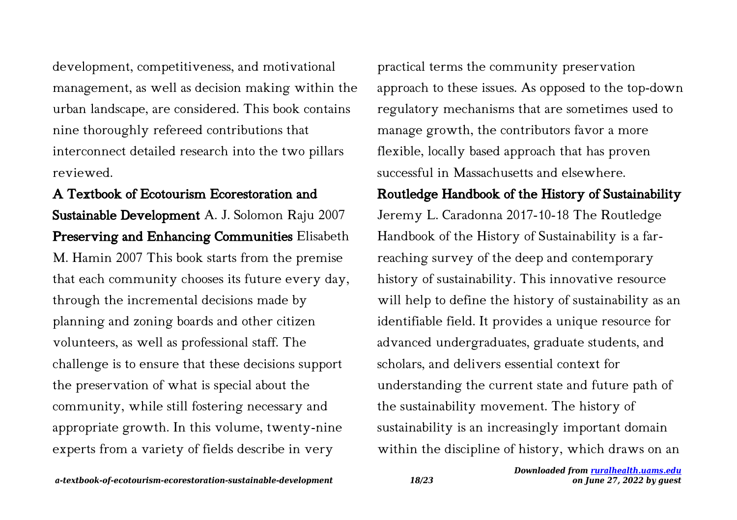development, competitiveness, and motivational management, as well as decision making within the urban landscape, are considered. This book contains nine thoroughly refereed contributions that interconnect detailed research into the two pillars reviewed.

**A Textbook of Ecotourism Ecorestoration and Sustainable Development** A. J. Solomon Raju 2007

**Preserving and Enhancing Communities** Elisabeth M. Hamin 2007 This book starts from the premise that each community chooses its future every day, through the incremental decisions made by planning and zoning boards and other citizen volunteers, as well as professional staff. The challenge is to ensure that these decisions support the preservation of what is special about the community, while still fostering necessary and appropriate growth. In this volume, twenty-nine experts from a variety of fields describe in very practical terms the community preservation approach to these issues. As opposed to the top-down regulatory mechanisms that are sometimes used to manage growth, the contributors favor a more flexible, locally based approach that has proven successful in Massachusetts and elsewhere.

**Routledge Handbook of the History of Sustainability** Jeremy L. Caradonna 2017-10-18 The Routledge Handbook of the History of Sustainability is a far-reaching survey of the deep and contemporary history of sustainability. This innovative resource will help to define the history of sustainability as an identifiable field. It provides a unique resource for advanced undergraduates, graduate students, and scholars, and delivers essential context for understanding the current state and future path of the sustainability movement. The history of sustainability is an increasingly important domain within the discipline of history, which draws on an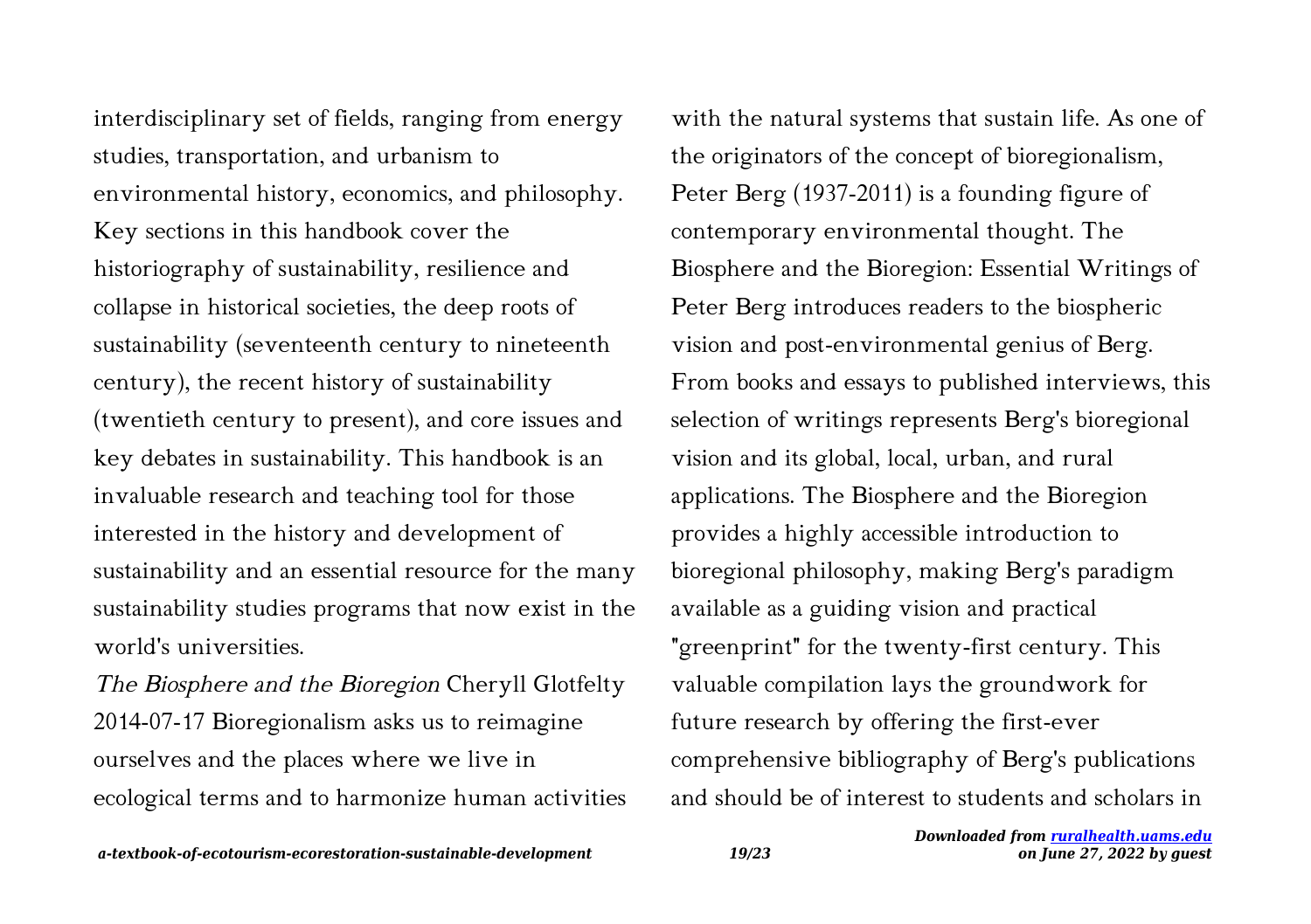interdisciplinary set of fields, ranging from energy studies, transportation, and urbanism to environmental history, economics, and philosophy. Key sections in this handbook cover the historiography of sustainability, resilience and collapse in historical societies, the deep roots of sustainability (seventeenth century to nineteenth century), the recent history of sustainability (twentieth century to present), and core issues and key debates in sustainability. This handbook is an invaluable research and teaching tool for those interested in the history and development of sustainability and an essential resource for the many sustainability studies programs that now exist in the world's universities.

*The Biosphere and the Bioregion* Cheryll Glotfelty 2014-07-17 Bioregionalism asks us to reimagine ourselves and the places where we live in ecological terms and to harmonize human activities with the natural systems that sustain life. As one of the originators of the concept of bioregionalism, Peter Berg (1937-2011) is a founding figure of contemporary environmental thought. The Biosphere and the Bioregion: Essential Writings of Peter Berg introduces readers to the biospheric vision and post-environmental genius of Berg. From books and essays to published interviews, this selection of writings represents Berg's bioregional vision and its global, local, urban, and rural applications. The Biosphere and the Bioregion provides a highly accessible introduction to bioregional philosophy, making Berg's paradigm available as a guiding vision and practical "greenprint" for the twenty-first century. This valuable compilation lays the groundwork for future research by offering the first-ever comprehensive bibliography of Berg's publications and should be of interest to students and scholars in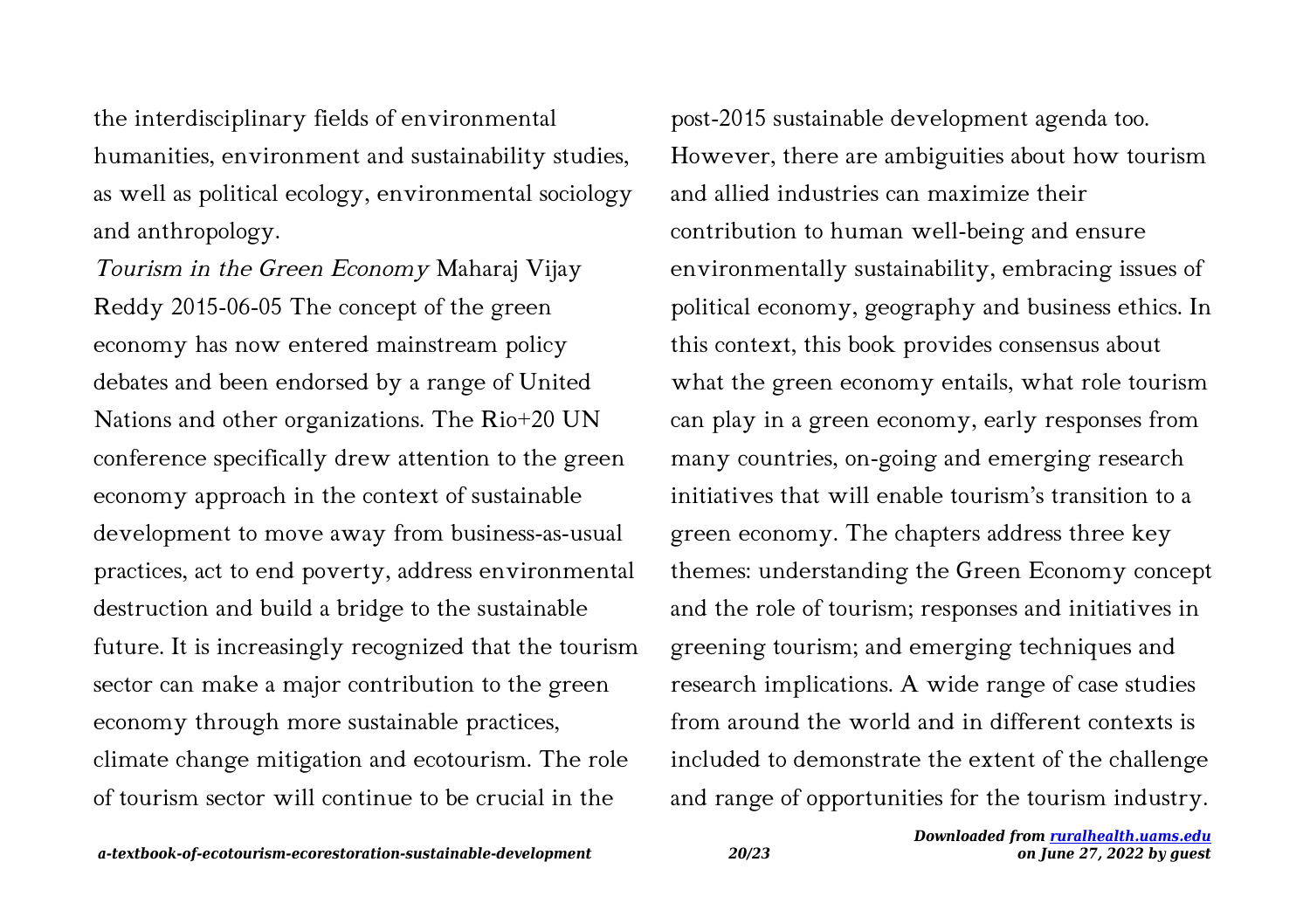the interdisciplinary fields of environmental humanities, environment and sustainability studies, as well as political ecology, environmental sociology and anthropology.

*Tourism in the Green Economy* Maharaj Vijay Reddy 2015-06-05 The concept of the green economy has now entered mainstream policy debates and been endorsed by a range of United Nations and other organizations. The Rio+20 UN conference specifically drew attention to the green economy approach in the context of sustainable development to move away from business-as-usual practices, act to end poverty, address environmental destruction and build a bridge to the sustainable future. It is increasingly recognized that the tourism sector can make a major contribution to the green economy through more sustainable practices, climate change mitigation and ecotourism. The role of tourism sector will continue to be crucial in the post-2015 sustainable development agenda too. However, there are ambiguities about how tourism and allied industries can maximize their contribution to human well-being and ensure environmentally sustainability, embracing issues of political economy, geography and business ethics. In this context, this book provides consensus about what the green economy entails, what role tourism can play in a green economy, early responses from many countries, on-going and emerging research initiatives that will enable tourism's transition to a green economy. The chapters address three key themes: understanding the Green Economy concept and the role of tourism; responses and initiatives in greening tourism; and emerging techniques and research implications. A wide range of case studies from around the world and in different contexts is included to demonstrate the extent of the challenge and range of opportunities for the tourism industry.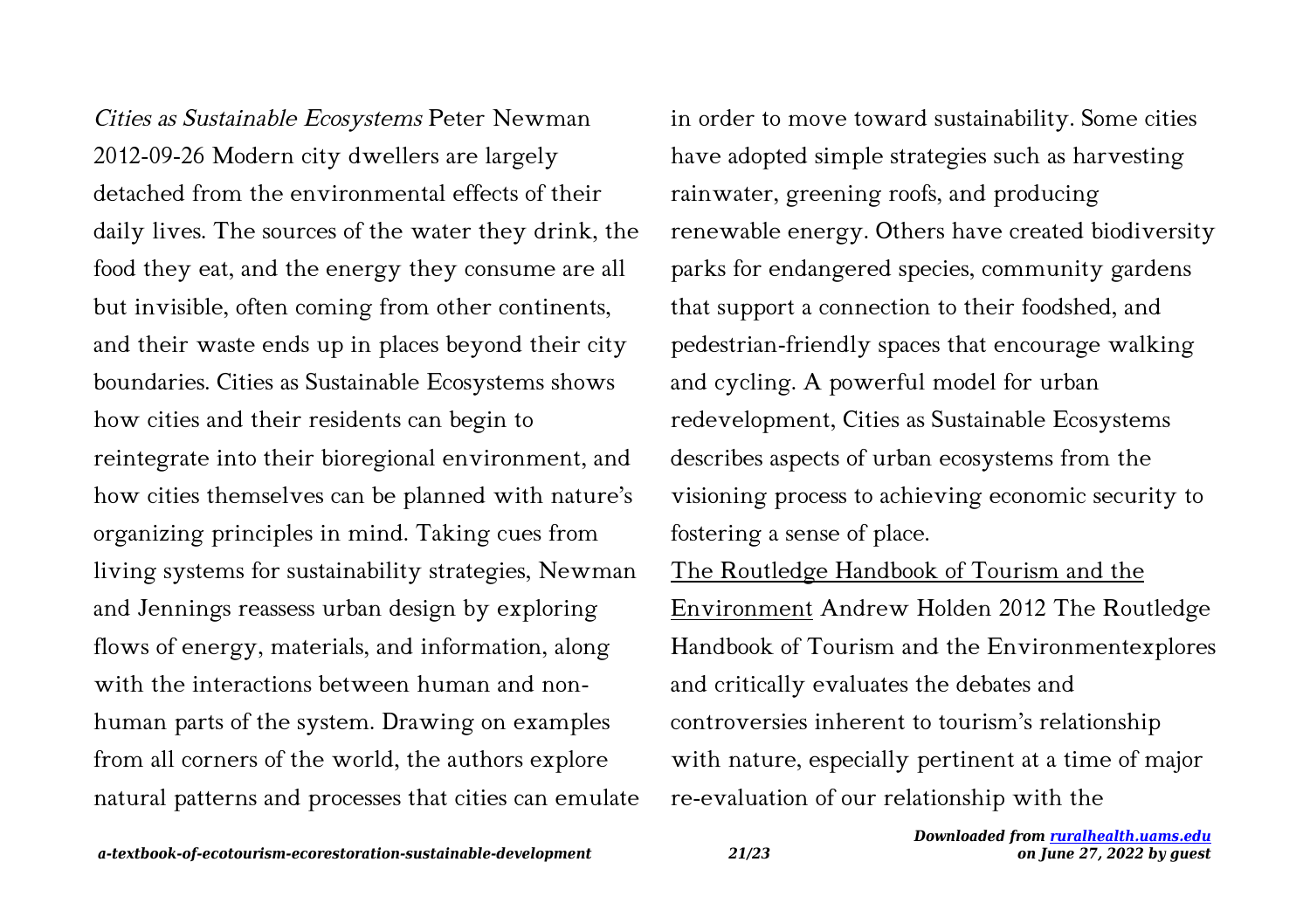*Cities as Sustainable Ecosystems* Peter Newman 2012-09-26 Modern city dwellers are largely detached from the environmental effects of their daily lives. The sources of the water they drink, the food they eat, and the energy they consume are all but invisible, often coming from other continents, and their waste ends up in places beyond their city boundaries. Cities as Sustainable Ecosystems shows how cities and their residents can begin to reintegrate into their bioregional environment, and how cities themselves can be planned with nature's organizing principles in mind. Taking cues from living systems for sustainability strategies, Newman and Jennings reassess urban design by exploring flows of energy, materials, and information, along with the interactions between human and non-human parts of the system. Drawing on examples from all corners of the world, the authors explore natural patterns and processes that cities can emulate in order to move toward sustainability. Some cities have adopted simple strategies such as harvesting rainwater, greening roofs, and producing renewable energy. Others have created biodiversity parks for endangered species, community gardens that support a connection to their foodshed, and pedestrian-friendly spaces that encourage walking and cycling. A powerful model for urban redevelopment, Cities as Sustainable Ecosystems describes aspects of urban ecosystems from the visioning process to achieving economic security to fostering a sense of place.

The Routledge Handbook of Tourism and the Environment Andrew Holden 2012 The Routledge Handbook of Tourism and the Environmentexplores and critically evaluates the debates and controversies inherent to tourism's relationship with nature, especially pertinent at a time of major re-evaluation of our relationship with the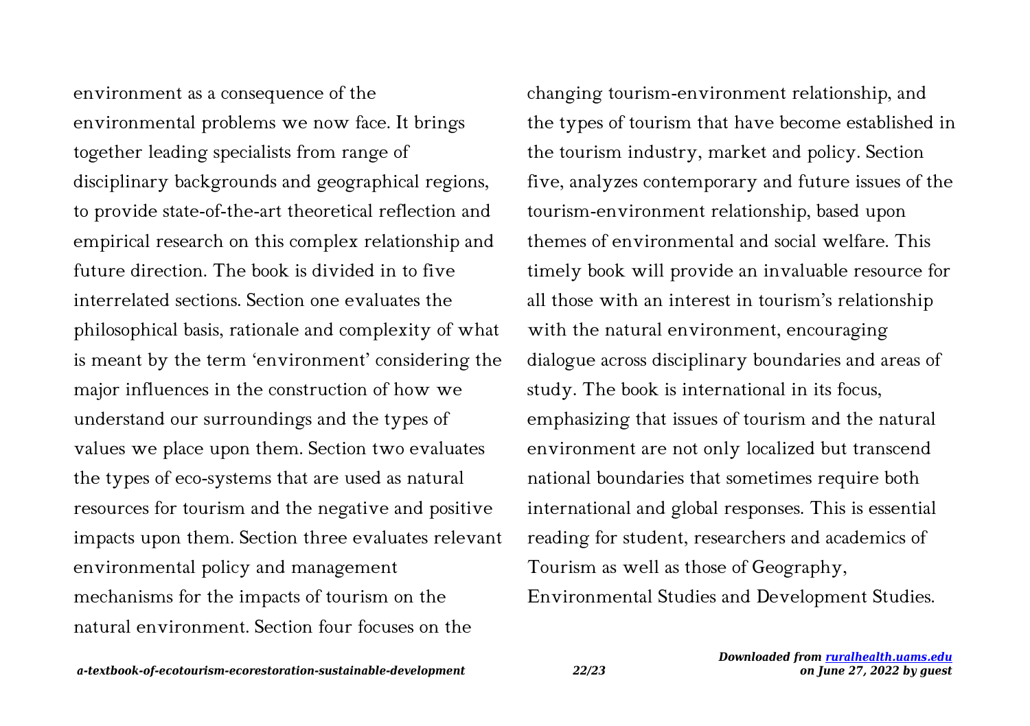environment as a consequence of the environmental problems we now face. It brings together leading specialists from range of disciplinary backgrounds and geographical regions, to provide state-of-the-art theoretical reflection and empirical research on this complex relationship and future direction. The book is divided in to five interrelated sections. Section one evaluates the philosophical basis, rationale and complexity of what is meant by the term 'environment' considering the major influences in the construction of how we understand our surroundings and the types of values we place upon them. Section two evaluates the types of eco-systems that are used as natural resources for tourism and the negative and positive impacts upon them. Section three evaluates relevant environmental policy and management mechanisms for the impacts of tourism on the natural environment. Section four focuses on the changing tourism-environment relationship, and the types of tourism that have become established in the tourism industry, market and policy. Section five, analyzes contemporary and future issues of the tourism-environment relationship, based upon themes of environmental and social welfare. This timely book will provide an invaluable resource for all those with an interest in tourism's relationship with the natural environment, encouraging dialogue across disciplinary boundaries and areas of study. The book is international in its focus, emphasizing that issues of tourism and the natural environment are not only localized but transcend national boundaries that sometimes require both international and global responses. This is essential reading for student, researchers and academics of Tourism as well as those of Geography, Environmental Studies and Development Studies.